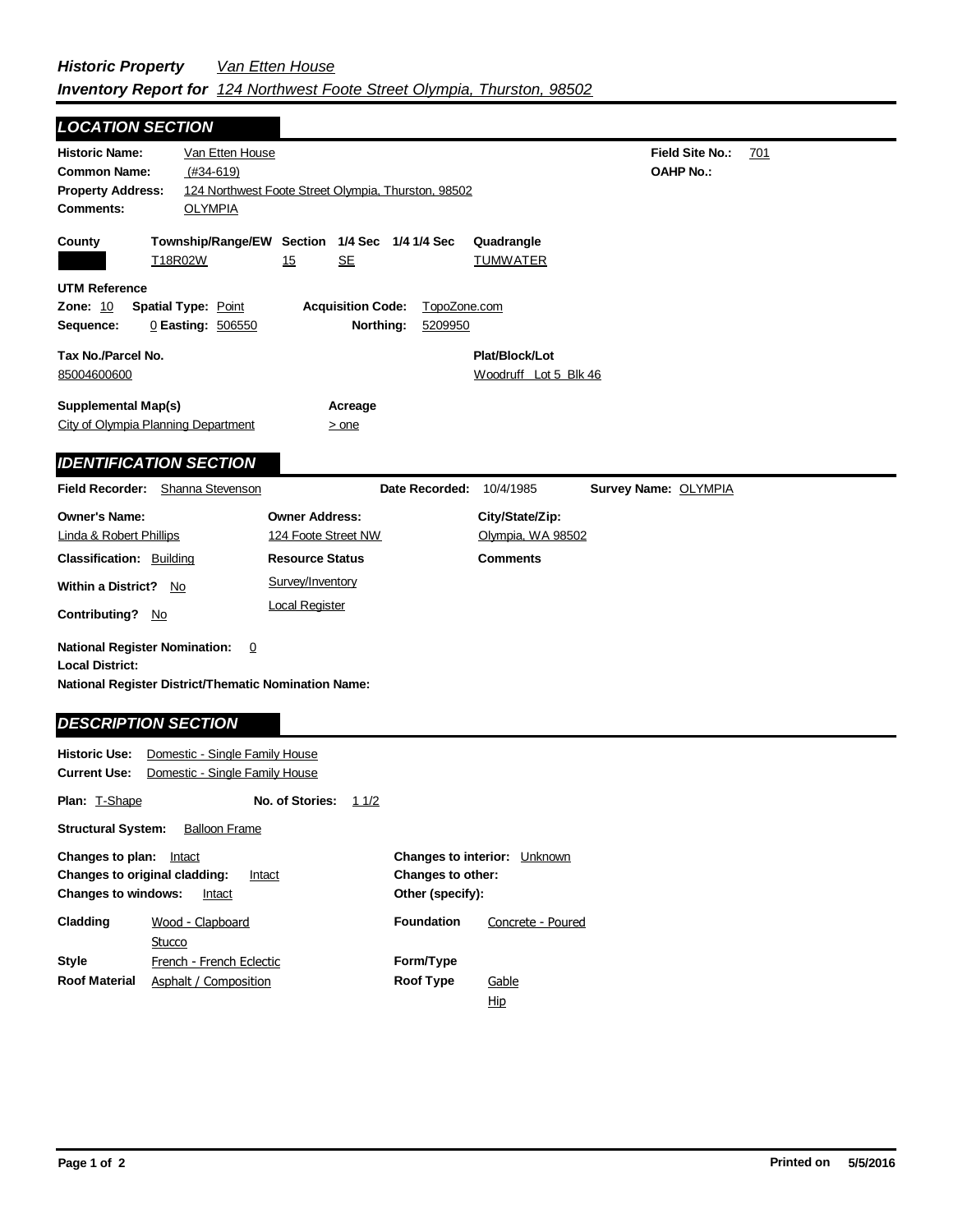# *Historic Property* *Van Etten House*
## *Inventory Report for* *124 Northwest Foote Street Olympia, Thurston, 98502*

## *LOCATION SECTION*

**Historic Name:** Van Etten House
**Common Name:** (#34-619)
**Property Address:** 124 Northwest Foote Street Olympia, Thurston, 98502
**Comments:** OLYMPIA

**Field Site No.:** 701
**OAHP No.:**

| County | Township/Range/EW | Section | 1/4 Sec | 1/4 1/4 Sec | Quadrangle |
|---|---|---|---|---|---|
| | T18R02W | 15 | SE | | TUMWATER |

**UTM Reference**
**Zone:** 10 **Spatial Type:** Point **Acquisition Code:** TopoZone.com
**Sequence:** 0 **Easting:** 506550 **Northing:** 5209950

**Tax No./Parcel No.**
85004600600

**Plat/Block/Lot**
Woodruff Lot 5 Blk 46

**Supplemental Map(s)**
City of Olympia Planning Department

**Acreage**
> one

## *IDENTIFICATION SECTION*

**Field Recorder:** Shanna Stevenson **Date Recorded:** 10/4/1985 **Survey Name:** OLYMPIA

**Owner's Name:** Linda & Robert Phillips
**Owner Address:** 124 Foote Street NW
**City/State/Zip:** Olympia, WA 98502

**Classification:** Building
**Resource Status:** Survey/Inventory, Local Register
**Comments**

**Within a District?** No
**Contributing?** No

**National Register Nomination:** 0
**Local District:**
**National Register District/Thematic Nomination Name:**

## *DESCRIPTION SECTION*

**Historic Use:** Domestic - Single Family House
**Current Use:** Domestic - Single Family House

**Plan:** T-Shape **No. of Stories:** 1 1/2

**Structural System:** Balloon Frame

**Changes to plan:** Intact
**Changes to original cladding:** Intact
**Changes to windows:** Intact
**Changes to interior:** Unknown
**Changes to other:**
**Other (specify):**

**Cladding:** Wood - Clapboard, Stucco
**Foundation:** Concrete - Poured
**Style:** French - French Eclectic
**Form/Type:**
**Roof Material:** Asphalt / Composition
**Roof Type:** Gable, Hip

Printed on 5/5/2016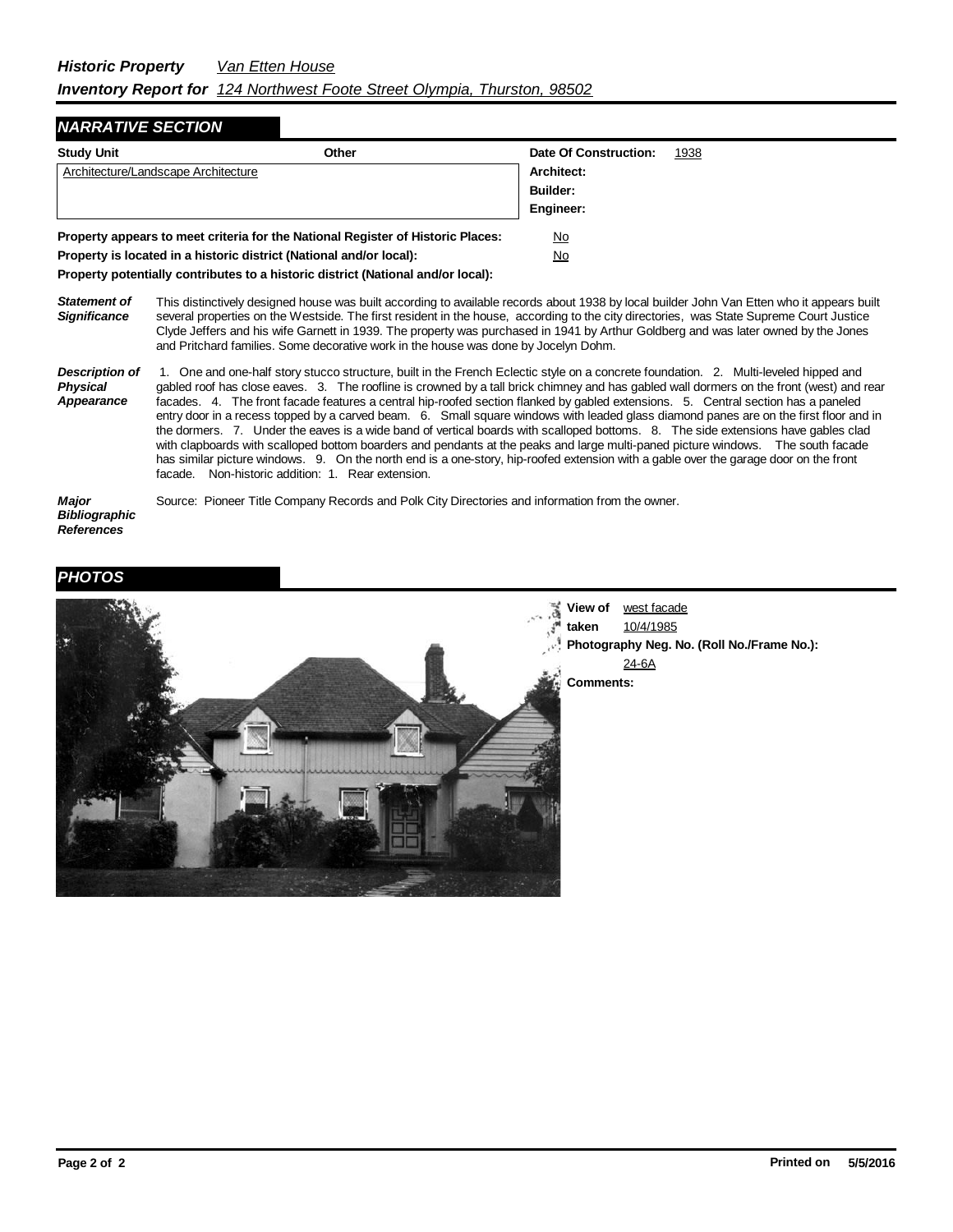**Historic Property** *Van Etten House*

**Inventory Report for** *124 Northwest Foote Street Olympia, Thurston, 98502*

## NARRATIVE SECTION

| Study Unit | Other | |
|---|---|---|
| Architecture/Landscape Architecture | | **Date Of Construction:** 1938 |
| | | **Architect:** |
| | | **Builder:** |
| | | **Engineer:** |

**Property appears to meet criteria for the National Register of Historic Places:** No

**Property is located in a historic district (National and/or local):** No

**Property potentially contributes to a historic district (National and/or local):**

***Statement of Significance***

This distinctively designed house was built according to available records about 1938 by local builder John Van Etten who it appears built several properties on the Westside. The first resident in the house, according to the city directories, was State Supreme Court Justice Clyde Jeffers and his wife Garnett in 1939. The property was purchased in 1941 by Arthur Goldberg and was later owned by the Jones and Pritchard families. Some decorative work in the house was done by Jocelyn Dohm.

***Description of Physical Appearance***

1. One and one-half story stucco structure, built in the French Eclectic style on a concrete foundation. 2. Multi-leveled hipped and gabled roof has close eaves. 3. The roofline is crowned by a tall brick chimney and has gabled wall dormers on the front (west) and rear facades. 4. The front facade features a central hip-roofed section flanked by gabled extensions. 5. Central section has a paneled entry door in a recess topped by a carved beam. 6. Small square windows with leaded glass diamond panes are on the first floor and in the dormers. 7. Under the eaves is a wide band of vertical boards with scalloped bottoms. 8. The side extensions have gables clad with clapboards with scalloped bottom boarders and pendants at the peaks and large multi-paned picture windows. The south facade has similar picture windows. 9. On the north end is a one-story, hip-roofed extension with a gable over the garage door on the front facade. Non-historic addition: 1. Rear extension.

***Major Bibliographic References***

Source: Pioneer Title Company Records and Polk City Directories and information from the owner.

## PHOTOS

**View of** west facade

**taken** 10/4/1985

**Photography Neg. No. (Roll No./Frame No.):** 24-6A

**Comments:**

**Printed on** 5/5/2016